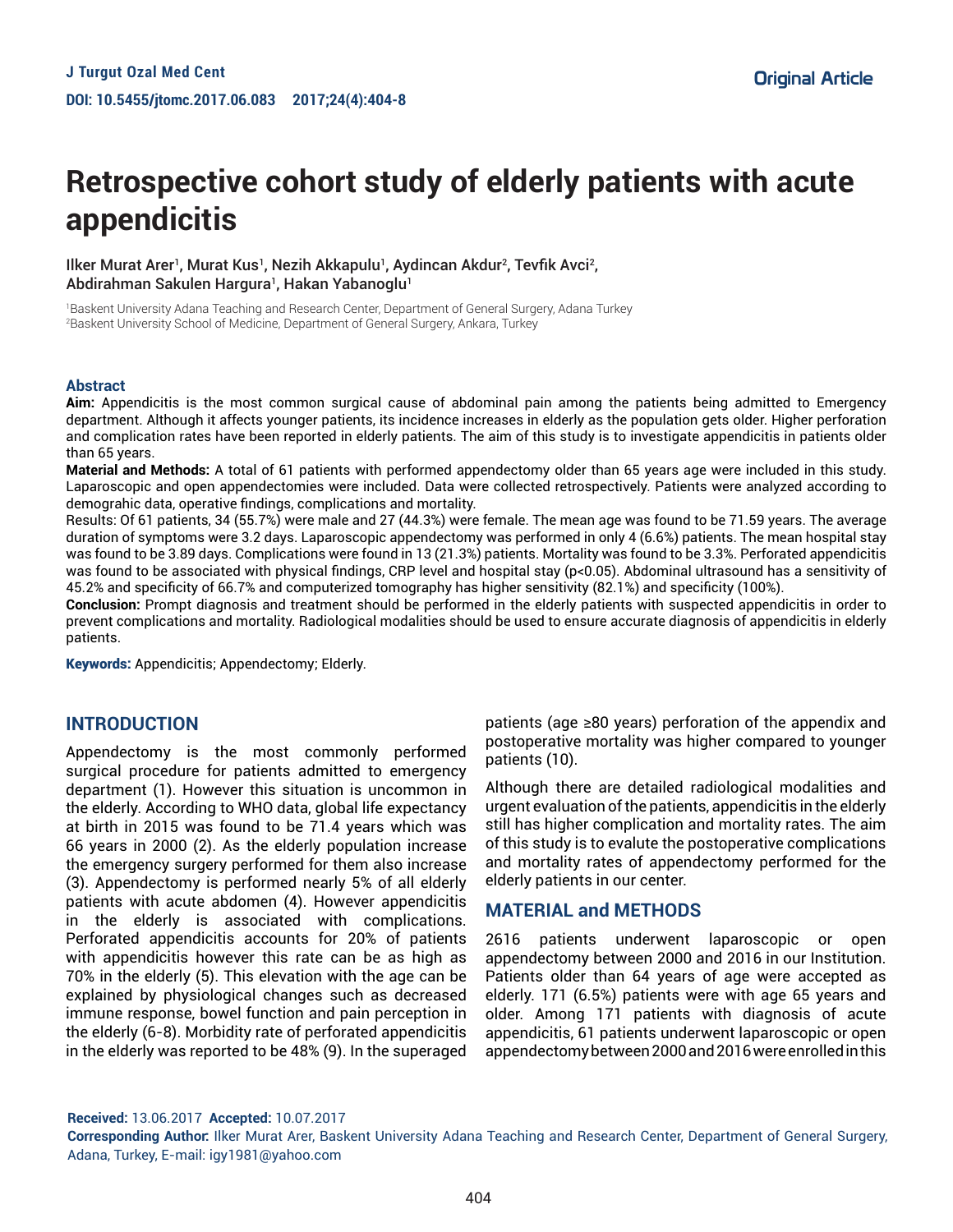# Retrospective cohort study of elderly patients with acute appendicitis

Ilker Murat Arer[1], Murat Kus[1], Nezih Akkapulu[1], Aydincan Akdur[2], Tevfik Avci[2], Abdirahman Sakulen Hargura[1], Hakan Yabanoglu[1]

[1]Baskent University Adana Teaching and Research Center, Department of General Surgery, Adana Turkey
[2]Baskent University School of Medicine, Department of General Surgery, Ankara, Turkey

## Abstract

**Aim:** Appendicitis is the most common surgical cause of abdominal pain among the patients being admitted to Emergency department. Although it affects younger patients, its incidence increases in elderly as the population gets older. Higher perforation and complication rates have been reported in elderly patients. The aim of this study is to investigate appendicitis in patients older than 65 years.

**Material and Methods:** A total of 61 patients with performed appendectomy older than 65 years age were included in this study. Laparoscopic and open appendectomies were included. Data were collected retrospectively. Patients were analyzed according to demograhic data, operative findings, complications and mortality.

Results: Of 61 patients, 34 (55.7%) were male and 27 (44.3%) were female. The mean age was found to be 71.59 years. The average duration of symptoms were 3.2 days. Laparoscopic appendectomy was performed in only 4 (6.6%) patients. The mean hospital stay was found to be 3.89 days. Complications were found in 13 (21.3%) patients. Mortality was found to be 3.3%. Perforated appendicitis was found to be associated with physical findings, CRP level and hospital stay ($p<0.05$). Abdominal ultrasound has a sensitivity of 45.2% and specificity of 66.7% and computerized tomography has higher sensitivity (82.1%) and specificity (100%).

**Conclusion:** Prompt diagnosis and treatment should be performed in the elderly patients with suspected appendicitis in order to prevent complications and mortality. Radiological modalities should be used to ensure accurate diagnosis of appendicitis in elderly patients.

**Keywords:** Appendicitis; Appendectomy; Elderly.

## INTRODUCTION

Appendectomy is the most commonly performed surgical procedure for patients admitted to emergency department (1). However this situation is uncommon in the elderly. According to WHO data, global life expectancy at birth in 2015 was found to be 71.4 years which was 66 years in 2000 (2). As the elderly population increase the emergency surgery performed for them also increase (3). Appendectomy is performed nearly 5% of all elderly patients with acute abdomen (4). However appendicitis in the elderly is associated with complications. Perforated appendicitis accounts for 20% of patients with appendicitis however this rate can be as high as 70% in the elderly (5). This elevation with the age can be explained by physiological changes such as decreased immune response, bowel function and pain perception in the elderly (6-8). Morbidity rate of perforated appendicitis in the elderly was reported to be 48% (9). In the superaged patients (age ≥80 years) perforation of the appendix and postoperative mortality was higher compared to younger patients (10).

Although there are detailed radiological modalities and urgent evaluation of the patients, appendicitis in the elderly still has higher complication and mortality rates. The aim of this study is to evalute the postoperative complications and mortality rates of appendectomy performed for the elderly patients in our center.

## MATERIAL and METHODS

2616 patients underwent laparoscopic or open appendectomy between 2000 and 2016 in our Institution. Patients older than 64 years of age were accepted as elderly. 171 (6.5%) patients were with age 65 years and older. Among 171 patients with diagnosis of acute appendicitis, 61 patients underwent laparoscopic or open appendectomy between 2000 and 2016 were enrolled in this

**Received:** 13.06.2017 **Accepted:** 10.07.2017
**Corresponding Author:** Ilker Murat Arer, Baskent University Adana Teaching and Research Center, Department of General Surgery, Adana, Turkey, E-mail: igy1981@yahoo.com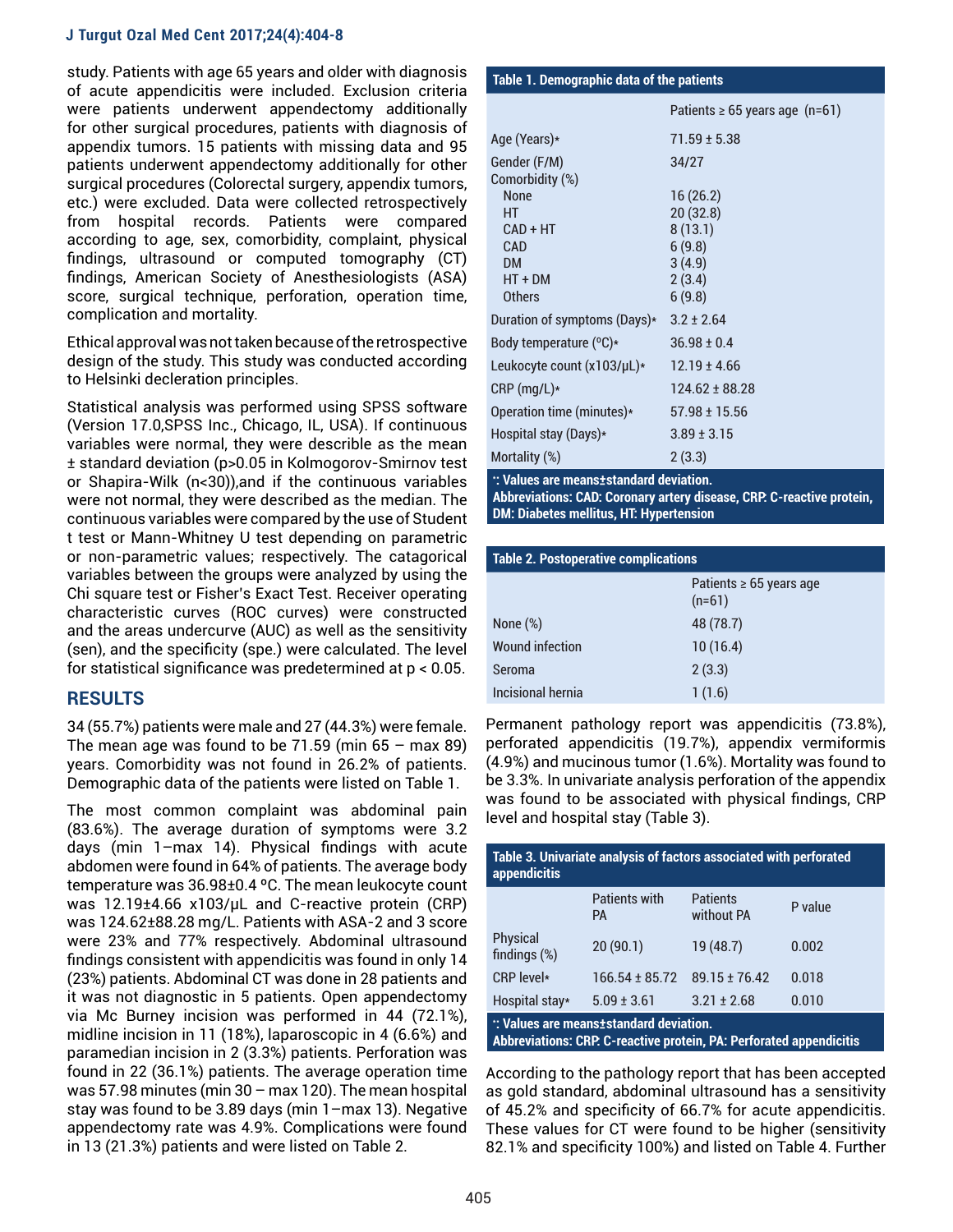study. Patients with age 65 years and older with diagnosis of acute appendicitis were included. Exclusion criteria were patients underwent appendectomy additionally for other surgical procedures, patients with diagnosis of appendix tumors. 15 patients with missing data and 95 patients underwent appendectomy additionally for other surgical procedures (Colorectal surgery, appendix tumors, etc.) were excluded. Data were collected retrospectively from hospital records. Patients were compared according to age, sex, comorbidity, complaint, physical findings, ultrasound or computed tomography (CT) findings, American Society of Anesthesiologists (ASA) score, surgical technique, perforation, operation time, complication and mortality.

Ethical approval was not taken because of the retrospective design of the study. This study was conducted according to Helsinki decleration principles.

Statistical analysis was performed using SPSS software (Version 17.0,SPSS Inc., Chicago, IL, USA). If continuous variables were normal, they were describe as the mean ± standard deviation (p>0.05 in Kolmogorov-Smirnov test or Shapira-Wilk (n<30)),and if the continuous variables were not normal, they were described as the median. The continuous variables were compared by the use of Student t test or Mann-Whitney U test depending on parametric or non-parametric values; respectively. The catagorical variables between the groups were analyzed by using the Chi square test or Fisher's Exact Test. Receiver operating characteristic curves (ROC curves) were constructed and the areas undercurve (AUC) as well as the sensitivity (sen), and the specificity (spe.) were calculated. The level for statistical significance was predetermined at p < 0.05.

## RESULTS

34 (55.7%) patients were male and 27 (44.3%) were female. The mean age was found to be 71.59 (min 65 – max 89) years. Comorbidity was not found in 26.2% of patients. Demographic data of the patients were listed on Table 1.

The most common complaint was abdominal pain (83.6%). The average duration of symptoms were 3.2 days (min 1–max 14). Physical findings with acute abdomen were found in 64% of patients. The average body temperature was 36.98±0.4 ºC. The mean leukocyte count was 12.19±4.66 x103/μL and C-reactive protein (CRP) was 124.62±88.28 mg/L. Patients with ASA-2 and 3 score were 23% and 77% respectively. Abdominal ultrasound findings consistent with appendicitis was found in only 14 (23%) patients. Abdominal CT was done in 28 patients and it was not diagnostic in 5 patients. Open appendectomy via Mc Burney incision was performed in 44 (72.1%), midline incision in 11 (18%), laparoscopic in 4 (6.6%) and paramedian incision in 2 (3.3%) patients. Perforation was found in 22 (36.1%) patients. The average operation time was 57.98 minutes (min 30 – max 120). The mean hospital stay was found to be 3.89 days (min 1–max 13). Negative appendectomy rate was 4.9%. Complications were found in 13 (21.3%) patients and were listed on Table 2.

**Table 1. Demographic data of the patients**

| | Patients ≥ 65 years age (n=61) |
|---|---|
| Age (Years)* | 71.59 ± 5.38 |
| Gender (F/M) | 34/27 |
| Comorbidity (%) | |
| None | 16 (26.2) |
| HT | 20 (32.8) |
| CAD + HT | 8 (13.1) |
| CAD | 6 (9.8) |
| DM | 3 (4.9) |
| HT + DM | 2 (3.4) |
| Others | 6 (9.8) |
| Duration of symptoms (Days)* | 3.2 ± 2.64 |
| Body temperature (ºC)* | 36.98 ± 0.4 |
| Leukocyte count (x103/μL)* | 12.19 ± 4.66 |
| CRP (mg/L)* | 124.62 ± 88.28 |
| Operation time (minutes)* | 57.98 ± 15.56 |
| Hospital stay (Days)* | 3.89 ± 3.15 |
| Mortality (%) | 2 (3.3) |

*: Values are means±standard deviation.
Abbreviations: CAD: Coronary artery disease, CRP: C-reactive protein, DM: Diabetes mellitus, HT: Hypertension

**Table 2. Postoperative complications**

| | Patients ≥ 65 years age (n=61) |
|---|---|
| None (%) | 48 (78.7) |
| Wound infection | 10 (16.4) |
| Seroma | 2 (3.3) |
| Incisional hernia | 1 (1.6) |

Permanent pathology report was appendicitis (73.8%), perforated appendicitis (19.7%), appendix vermiformis (4.9%) and mucinous tumor (1.6%). Mortality was found to be 3.3%. In univariate analysis perforation of the appendix was found to be associated with physical findings, CRP level and hospital stay (Table 3).

**Table 3. Univariate analysis of factors associated with perforated appendicitis**

| | Patients with PA | Patients without PA | P value |
|---|---|---|---|
| Physical findings (%) | 20 (90.1) | 19 (48.7) | 0.002 |
| CRP level* | 166.54 ± 85.72 | 89.15 ± 76.42 | 0.018 |
| Hospital stay* | 5.09 ± 3.61 | 3.21 ± 2.68 | 0.010 |

*: Values are means±standard deviation.
Abbreviations: CRP: C-reactive protein, PA: Perforated appendicitis

According to the pathology report that has been accepted as gold standard, abdominal ultrasound has a sensitivity of 45.2% and specificity of 66.7% for acute appendicitis. These values for CT were found to be higher (sensitivity 82.1% and specificity 100%) and listed on Table 4. Further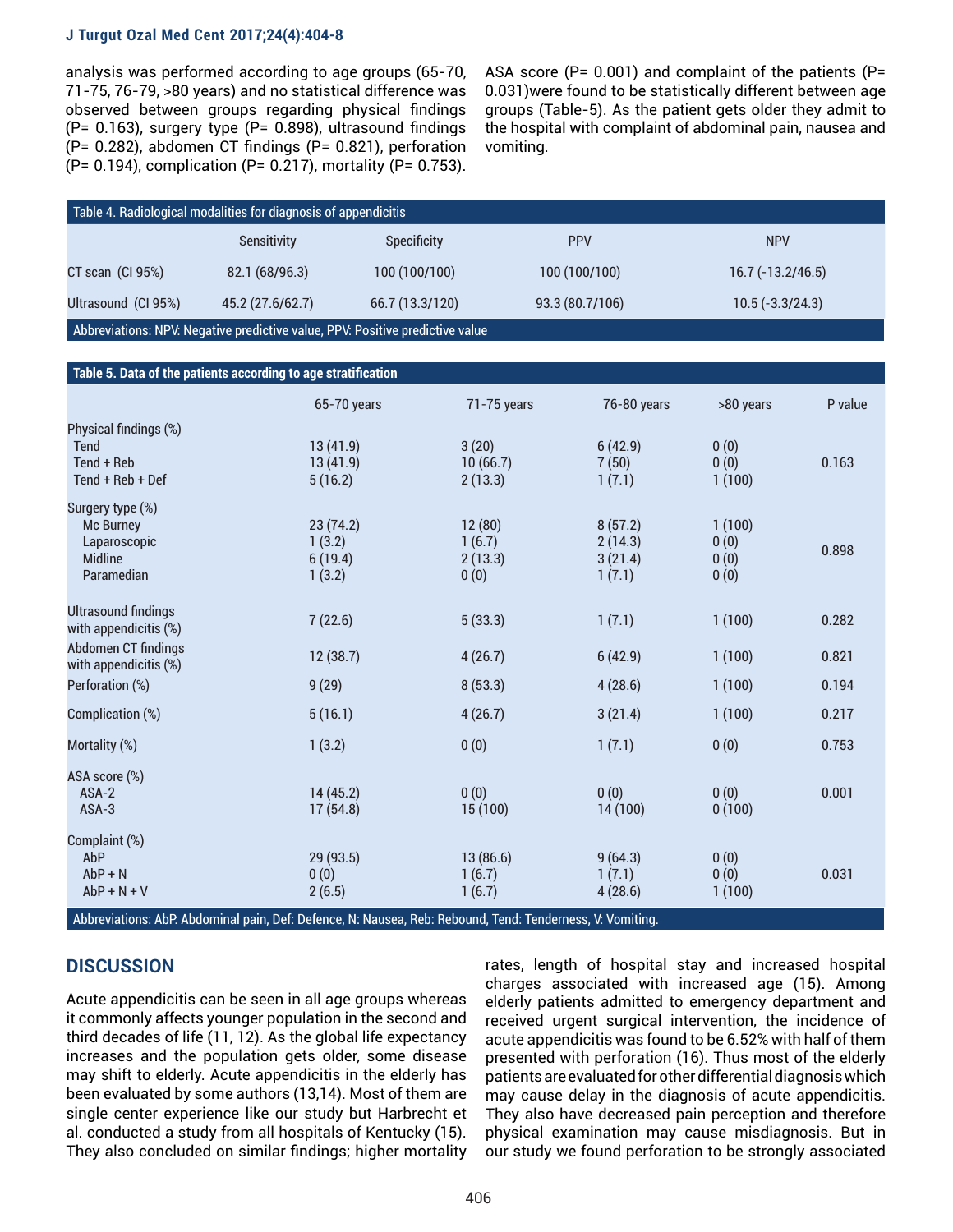analysis was performed according to age groups (65-70, 71-75, 76-79, >80 years) and no statistical difference was observed between groups regarding physical findings (P= 0.163), surgery type (P= 0.898), ultrasound findings (P= 0.282), abdomen CT findings (P= 0.821), perforation (P= 0.194), complication (P= 0.217), mortality (P= 0.753). ASA score (P= 0.001) and complaint of the patients (P= 0.031)were found to be statistically different between age groups (Table-5). As the patient gets older they admit to the hospital with complaint of abdominal pain, nausea and vomiting.

**Table 4. Radiological modalities for diagnosis of appendicitis**

| | Sensitivity | Specificity | PPV | NPV |
|---|---|---|---|---|
| CT scan (CI 95%) | 82.1 (68/96.3) | 100 (100/100) | 100 (100/100) | 16.7 (-13.2/46.5) |
| Ultrasound (CI 95%) | 45.2 (27.6/62.7) | 66.7 (13.3/120) | 93.3 (80.7/106) | 10.5 (-3.3/24.3) |

Abbreviations: NPV: Negative predictive value, PPV: Positive predictive value

**Table 5. Data of the patients according to age stratification**

| | 65-70 years | 71-75 years | 76-80 years | >80 years | P value |
|---|---|---|---|---|---|
| Physical findings (%) | | | | | |
| Tend | 13 (41.9) | 3 (20) | 6 (42.9) | 0 (0) | |
| Tend + Reb | 13 (41.9) | 10 (66.7) | 7 (50) | 0 (0) | 0.163 |
| Tend + Reb + Def | 5 (16.2) | 2 (13.3) | 1 (7.1) | 1 (100) | |
| Surgery type (%) | | | | | |
| Mc Burney | 23 (74.2) | 12 (80) | 8 (57.2) | 1 (100) | |
| Laparoscopic | 1 (3.2) | 1 (6.7) | 2 (14.3) | 0 (0) | 0.898 |
| Midline | 6 (19.4) | 2 (13.3) | 3 (21.4) | 0 (0) | |
| Paramedian | 1 (3.2) | 0 (0) | 1 (7.1) | 0 (0) | |
| Ultrasound findings with appendicitis (%) | 7 (22.6) | 5 (33.3) | 1 (7.1) | 1 (100) | 0.282 |
| Abdomen CT findings with appendicitis (%) | 12 (38.7) | 4 (26.7) | 6 (42.9) | 1 (100) | 0.821 |
| Perforation (%) | 9 (29) | 8 (53.3) | 4 (28.6) | 1 (100) | 0.194 |
| Complication (%) | 5 (16.1) | 4 (26.7) | 3 (21.4) | 1 (100) | 0.217 |
| Mortality (%) | 1 (3.2) | 0 (0) | 1 (7.1) | 0 (0) | 0.753 |
| ASA score (%) | | | | | |
| ASA-2 | 14 (45.2) | 0 (0) | 0 (0) | 0 (0) | 0.001 |
| ASA-3 | 17 (54.8) | 15 (100) | 14 (100) | 0 (100) | |
| Complaint (%) | | | | | |
| AbP | 29 (93.5) | 13 (86.6) | 9 (64.3) | 0 (0) | |
| AbP + N | 0 (0) | 1 (6.7) | 1 (7.1) | 0 (0) | 0.031 |
| AbP + N + V | 2 (6.5) | 1 (6.7) | 4 (28.6) | 1 (100) | |

Abbreviations: AbP. Abdominal pain, Def: Defence, N: Nausea, Reb: Rebound, Tend: Tenderness, V: Vomiting.

## DISCUSSION

Acute appendicitis can be seen in all age groups whereas it commonly affects younger population in the second and third decades of life (11, 12). As the global life expectancy increases and the population gets older, some disease may shift to elderly. Acute appendicitis in the elderly has been evaluated by some authors (13,14). Most of them are single center experience like our study but Harbrecht et al. conducted a study from all hospitals of Kentucky (15). They also concluded on similar findings; higher mortality rates, length of hospital stay and increased hospital charges associated with increased age (15). Among elderly patients admitted to emergency department and received urgent surgical intervention, the incidence of acute appendicitis was found to be 6.52% with half of them presented with perforation (16). Thus most of the elderly patients are evaluated for other differential diagnosis which may cause delay in the diagnosis of acute appendicitis. They also have decreased pain perception and therefore physical examination may cause misdiagnosis. But in our study we found perforation to be strongly associated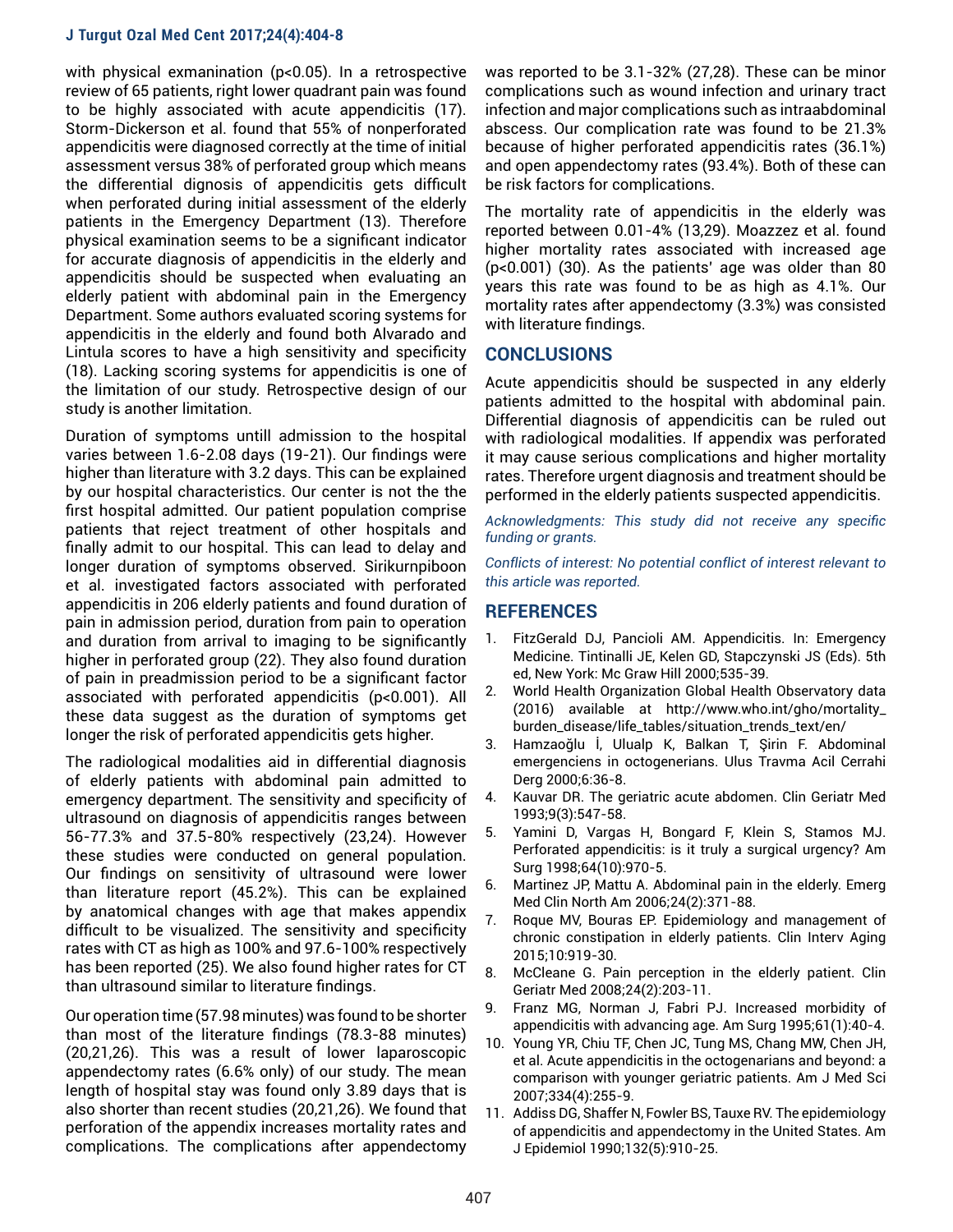with physical exmanination ($p<0.05$). In a retrospective review of 65 patients, right lower quadrant pain was found to be highly associated with acute appendicitis (17). Storm-Dickerson et al. found that 55% of nonperforated appendicitis were diagnosed correctly at the time of initial assessment versus 38% of perforated group which means the differential dignosis of appendicitis gets difficult when perforated during initial assessment of the elderly patients in the Emergency Department (13). Therefore physical examination seems to be a significant indicator for accurate diagnosis of appendicitis in the elderly and appendicitis should be suspected when evaluating an elderly patient with abdominal pain in the Emergency Department. Some authors evaluated scoring systems for appendicitis in the elderly and found both Alvarado and Lintula scores to have a high sensitivity and specificity (18). Lacking scoring systems for appendicitis is one of the limitation of our study. Retrospective design of our study is another limitation.

Duration of symptoms untill admission to the hospital varies between 1.6-2.08 days (19-21). Our findings were higher than literature with 3.2 days. This can be explained by our hospital characteristics. Our center is not the the first hospital admitted. Our patient population comprise patients that reject treatment of other hospitals and finally admit to our hospital. This can lead to delay and longer duration of symptoms observed. Sirikurnpiboon et al. investigated factors associated with perforated appendicitis in 206 elderly patients and found duration of pain in admission period, duration from pain to operation and duration from arrival to imaging to be significantly higher in perforated group (22). They also found duration of pain in preadmission period to be a significant factor associated with perforated appendicitis ($p<0.001$). All these data suggest as the duration of symptoms get longer the risk of perforated appendicitis gets higher.

The radiological modalities aid in differential diagnosis of elderly patients with abdominal pain admitted to emergency department. The sensitivity and specificity of ultrasound on diagnosis of appendicitis ranges between 56-77.3% and 37.5-80% respectively (23,24). However these studies were conducted on general population. Our findings on sensitivity of ultrasound were lower than literature report (45.2%). This can be explained by anatomical changes with age that makes appendix difficult to be visualized. The sensitivity and specificity rates with CT as high as 100% and 97.6-100% respectively has been reported (25). We also found higher rates for CT than ultrasound similar to literature findings.

Our operation time (57.98 minutes) was found to be shorter than most of the literature findings (78.3-88 minutes) (20,21,26). This was a result of lower laparoscopic appendectomy rates (6.6% only) of our study. The mean length of hospital stay was found only 3.89 days that is also shorter than recent studies (20,21,26). We found that perforation of the appendix increases mortality rates and complications. The complications after appendectomy was reported to be 3.1-32% (27,28). These can be minor complications such as wound infection and urinary tract infection and major complications such as intraabdominal abscess. Our complication rate was found to be 21.3% because of higher perforated appendicitis rates (36.1%) and open appendectomy rates (93.4%). Both of these can be risk factors for complications.

The mortality rate of appendicitis in the elderly was reported between 0.01-4% (13,29). Moazzez et al. found higher mortality rates associated with increased age ($p<0.001$) (30). As the patients' age was older than 80 years this rate was found to be as high as 4.1%. Our mortality rates after appendectomy (3.3%) was consisted with literature findings.

## CONCLUSIONS

Acute appendicitis should be suspected in any elderly patients admitted to the hospital with abdominal pain. Differential diagnosis of appendicitis can be ruled out with radiological modalities. If appendix was perforated it may cause serious complications and higher mortality rates. Therefore urgent diagnosis and treatment should be performed in the elderly patients suspected appendicitis.

*Acknowledgments: This study did not receive any specific funding or grants.*

*Conflicts of interest: No potential conflict of interest relevant to this article was reported.*

## REFERENCES

1. FitzGerald DJ, Pancioli AM. Appendicitis. In: Emergency Medicine. Tintinalli JE, Kelen GD, Stapczynski JS (Eds). 5th ed, New York: Mc Graw Hill 2000;535-39.
2. World Health Organization Global Health Observatory data (2016) available at http://www.who.int/gho/mortality_burden_disease/life_tables/situation_trends_text/en/
3. Hamzaoğlu İ, Ulualp K, Balkan T, Şirin F. Abdominal emergenciens in octogenerians. Ulus Travma Acil Cerrahi Derg 2000;6:36-8.
4. Kauvar DR. The geriatric acute abdomen. Clin Geriatr Med 1993;9(3):547-58.
5. Yamini D, Vargas H, Bongard F, Klein S, Stamos MJ. Perforated appendicitis: is it truly a surgical urgency? Am Surg 1998;64(10):970-5.
6. Martinez JP, Mattu A. Abdominal pain in the elderly. Emerg Med Clin North Am 2006;24(2):371-88.
7. Roque MV, Bouras EP. Epidemiology and management of chronic constipation in elderly patients. Clin Interv Aging 2015;10:919-30.
8. McCleane G. Pain perception in the elderly patient. Clin Geriatr Med 2008;24(2):203-11.
9. Franz MG, Norman J, Fabri PJ. Increased morbidity of appendicitis with advancing age. Am Surg 1995;61(1):40-4.
10. Young YR, Chiu TF, Chen JC, Tung MS, Chang MW, Chen JH, et al. Acute appendicitis in the octogenarians and beyond: a comparison with younger geriatric patients. Am J Med Sci 2007;334(4):255-9.
11. Addiss DG, Shaffer N, Fowler BS, Tauxe RV. The epidemiology of appendicitis and appendectomy in the United States. Am J Epidemiol 1990;132(5):910-25.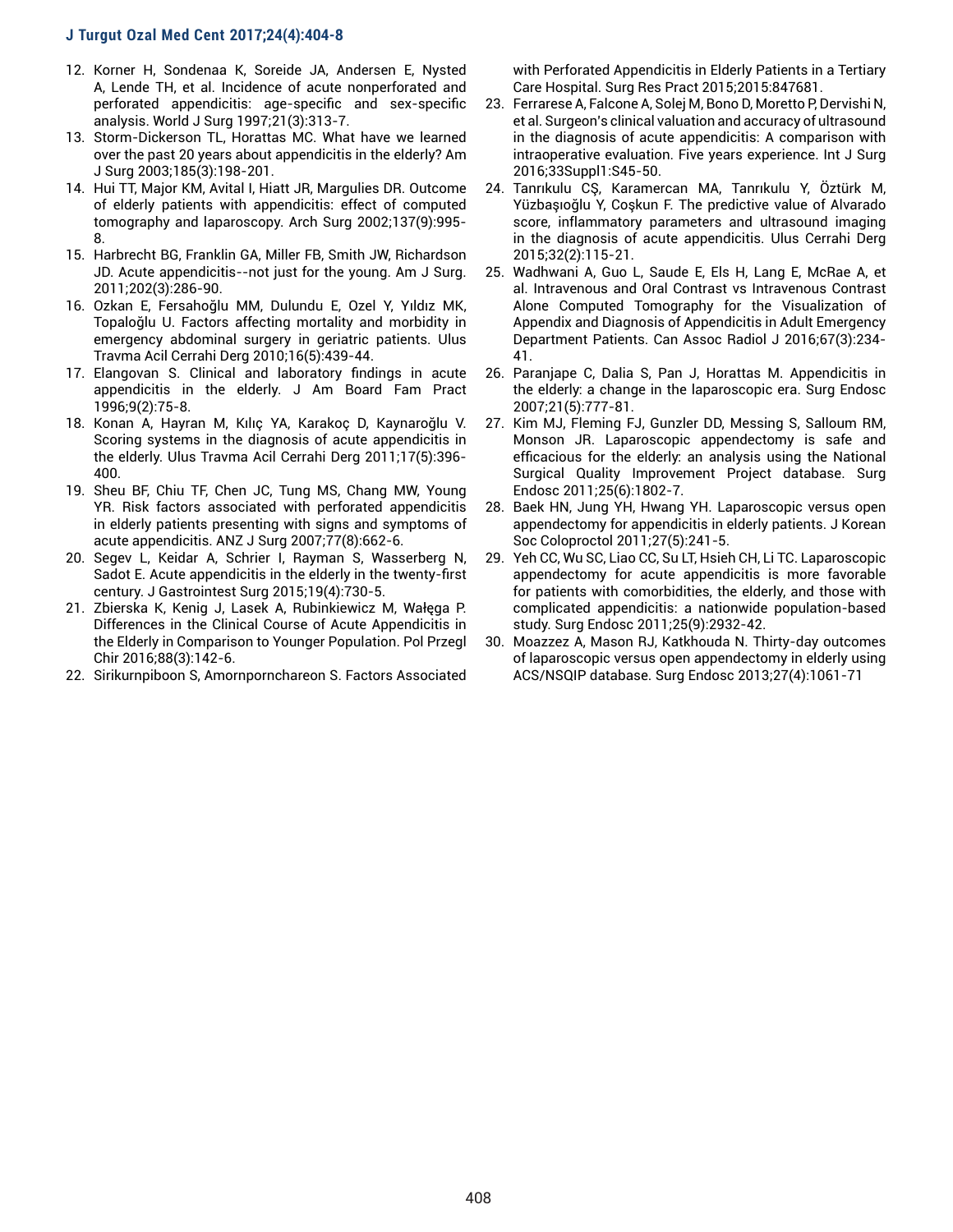12. Korner H, Sondenaa K, Soreide JA, Andersen E, Nysted A, Lende TH, et al. Incidence of acute nonperforated and perforated appendicitis: age-specific and sex-specific analysis. World J Surg 1997;21(3):313-7.
13. Storm-Dickerson TL, Horattas MC. What have we learned over the past 20 years about appendicitis in the elderly? Am J Surg 2003;185(3):198-201.
14. Hui TT, Major KM, Avital I, Hiatt JR, Margulies DR. Outcome of elderly patients with appendicitis: effect of computed tomography and laparoscopy. Arch Surg 2002;137(9):995-8.
15. Harbrecht BG, Franklin GA, Miller FB, Smith JW, Richardson JD. Acute appendicitis--not just for the young. Am J Surg. 2011;202(3):286-90.
16. Ozkan E, Fersahoğlu MM, Dulundu E, Ozel Y, Yıldız MK, Topaloğlu U. Factors affecting mortality and morbidity in emergency abdominal surgery in geriatric patients. Ulus Travma Acil Cerrahi Derg 2010;16(5):439-44.
17. Elangovan S. Clinical and laboratory findings in acute appendicitis in the elderly. J Am Board Fam Pract 1996;9(2):75-8.
18. Konan A, Hayran M, Kılıç YA, Karakoç D, Kaynaroğlu V. Scoring systems in the diagnosis of acute appendicitis in the elderly. Ulus Travma Acil Cerrahi Derg 2011;17(5):396-400.
19. Sheu BF, Chiu TF, Chen JC, Tung MS, Chang MW, Young YR. Risk factors associated with perforated appendicitis in elderly patients presenting with signs and symptoms of acute appendicitis. ANZ J Surg 2007;77(8):662-6.
20. Segev L, Keidar A, Schrier I, Rayman S, Wasserberg N, Sadot E. Acute appendicitis in the elderly in the twenty-first century. J Gastrointest Surg 2015;19(4):730-5.
21. Zbierska K, Kenig J, Lasek A, Rubinkiewicz M, Wałęga P. Differences in the Clinical Course of Acute Appendicitis in the Elderly in Comparison to Younger Population. Pol Przegl Chir 2016;88(3):142-6.
22. Sirikurnpiboon S, Amornpornchareon S. Factors Associated with Perforated Appendicitis in Elderly Patients in a Tertiary Care Hospital. Surg Res Pract 2015;2015:847681.
23. Ferrarese A, Falcone A, Solej M, Bono D, Moretto P, Dervishi N, et al. Surgeon's clinical valuation and accuracy of ultrasound in the diagnosis of acute appendicitis: A comparison with intraoperative evaluation. Five years experience. Int J Surg 2016;33Suppl1:S45-50.
24. Tanrıkulu CŞ, Karamercan MA, Tanrıkulu Y, Öztürk M, Yüzbaşıoğlu Y, Coşkun F. The predictive value of Alvarado score, inflammatory parameters and ultrasound imaging in the diagnosis of acute appendicitis. Ulus Cerrahi Derg 2015;32(2):115-21.
25. Wadhwani A, Guo L, Saude E, Els H, Lang E, McRae A, et al. Intravenous and Oral Contrast vs Intravenous Contrast Alone Computed Tomography for the Visualization of Appendix and Diagnosis of Appendicitis in Adult Emergency Department Patients. Can Assoc Radiol J 2016;67(3):234-41.
26. Paranjape C, Dalia S, Pan J, Horattas M. Appendicitis in the elderly: a change in the laparoscopic era. Surg Endosc 2007;21(5):777-81.
27. Kim MJ, Fleming FJ, Gunzler DD, Messing S, Salloum RM, Monson JR. Laparoscopic appendectomy is safe and efficacious for the elderly: an analysis using the National Surgical Quality Improvement Project database. Surg Endosc 2011;25(6):1802-7.
28. Baek HN, Jung YH, Hwang YH. Laparoscopic versus open appendectomy for appendicitis in elderly patients. J Korean Soc Coloproctol 2011;27(5):241-5.
29. Yeh CC, Wu SC, Liao CC, Su LT, Hsieh CH, Li TC. Laparoscopic appendectomy for acute appendicitis is more favorable for patients with comorbidities, the elderly, and those with complicated appendicitis: a nationwide population-based study. Surg Endosc 2011;25(9):2932-42.
30. Moazzez A, Mason RJ, Katkhouda N. Thirty-day outcomes of laparoscopic versus open appendectomy in elderly using ACS/NSQIP database. Surg Endosc 2013;27(4):1061-71